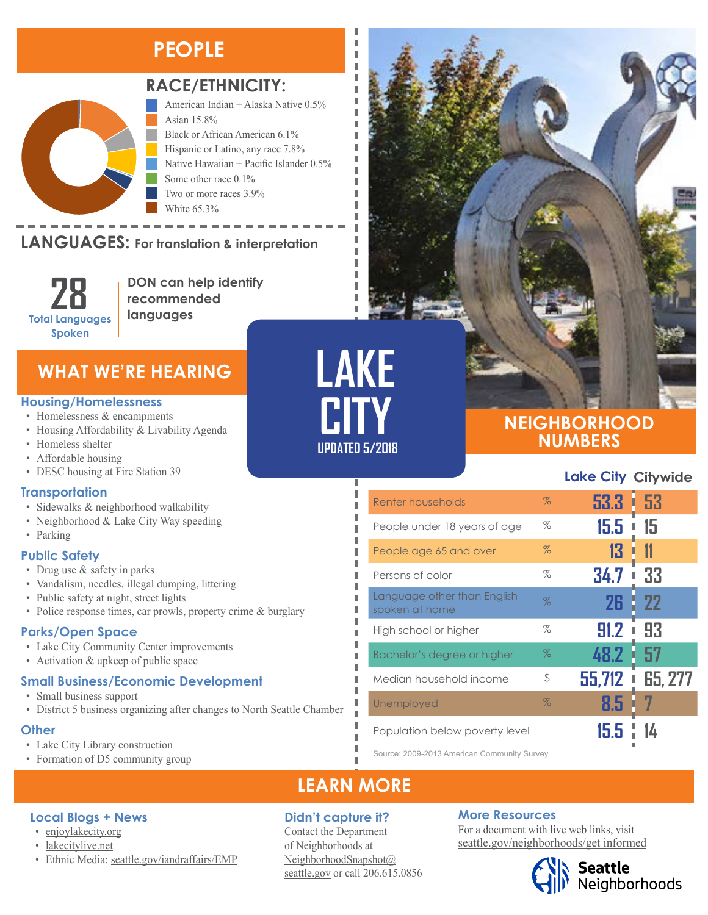# LAKE CITY

UPDATED 5/2018

## PEOPLE

### RACE/ETHNICITY:

- American Indian + Alaska Native 0.5%
- Asian 15.8%
- Black or African American 6.1%
- Hispanic or Latino, any race 7.8%
- Native Hawaiian + Pacific Islander 0.5%
- Some other race 0.1%
- Two or more races 3.9%
- White 65.3%

### LANGUAGES: For translation & interpretation

**28** Total Languages Spoken

**DON can help identify recommended languages**

## WHAT WE'RE HEARING

### Housing/Homelessness

- Homelessness & encampments
- Housing Affordability & Livability Agenda
- Homeless shelter
- Affordable housing
- DESC housing at Fire Station 39

### Transportation

- Sidewalks & neighborhood walkability
- Neighborhood & Lake City Way speeding
- Parking

### Public Safety

- Drug use & safety in parks
- Vandalism, needles, illegal dumping, littering
- Public safety at night, street lights
- Police response times, car prowls, property crime & burglary

### Parks/Open Space

- Lake City Community Center improvements
- Activation & upkeep of public space

### Small Business/Economic Development

- Small business support
- District 5 business organizing after changes to North Seattle Chamber

### Other

- Lake City Library construction
- Formation of D5 community group

## NEIGHBORHOOD NUMBERS

| | | Lake City | Citywide |
|---|---|---|---|
| Renter households | % | 53.3 | 53 |
| People under 18 years of age | % | 15.5 | 15 |
| People age 65 and over | % | 13 | 11 |
| Persons of color | % | 34.7 | 33 |
| Language other than English spoken at home | % | 26 | 22 |
| High school or higher | % | 91.2 | 93 |
| Bachelor's degree or higher | % | 48.2 | 57 |
| Median household income | $ | 55,712 | 65, 277 |
| Unemployed | % | 8.5 | 7 |
| Population below poverty level | | 15.5 | 14 |

Source: 2009-2013 American Community Survey

## LEARN MORE

### Local Blogs + News

- enjoylakecity.org
- lakecitylive.net
- Ethnic Media: seattle.gov/iandraffairs/EMP

### Didn't capture it?

Contact the Department of Neighborhoods at NeighborhoodSnapshot@seattle.gov or call 206.615.0856

### More Resources

For a document with live web links, visit seattle.gov/neighborhoods/get informed

Seattle Neighborhoods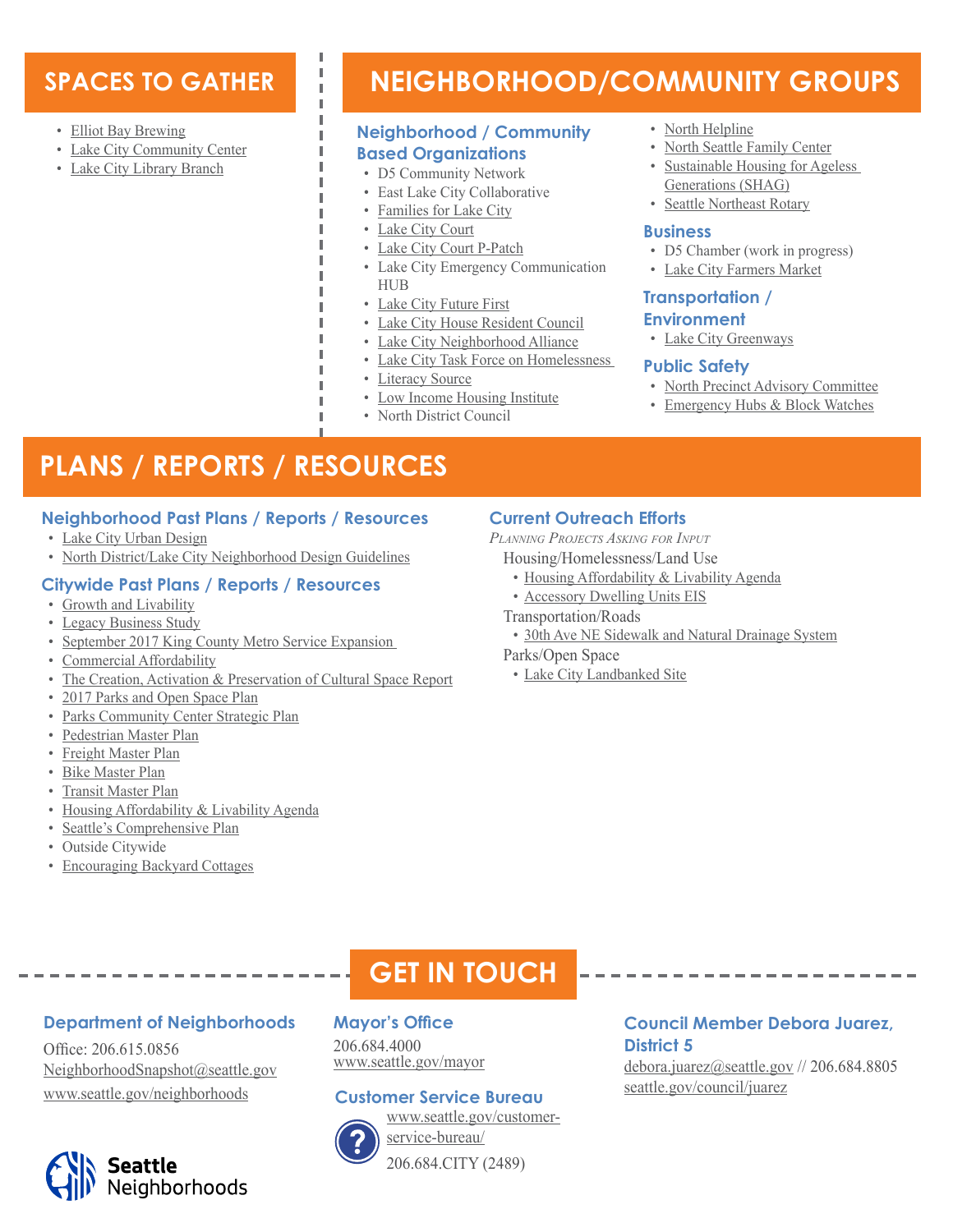## SPACES TO GATHER

- Elliot Bay Brewing
- Lake City Community Center
- Lake City Library Branch

## NEIGHBORHOOD/COMMUNITY GROUPS

### Neighborhood / Community Based Organizations

- D5 Community Network
- East Lake City Collaborative
- Families for Lake City
- Lake City Court
- Lake City Court P-Patch
- Lake City Emergency Communication HUB
- Lake City Future First
- Lake City House Resident Council
- Lake City Neighborhood Alliance
- Lake City Task Force on Homelessness
- Literacy Source
- Low Income Housing Institute
- North District Council
- North Helpline
- North Seattle Family Center
- Sustainable Housing for Ageless Generations (SHAG)
- Seattle Northeast Rotary

### Business

- D5 Chamber (work in progress)
- Lake City Farmers Market

### Transportation / Environment

- Lake City Greenways

### Public Safety

- North Precinct Advisory Committee
- Emergency Hubs & Block Watches

## PLANS / REPORTS / RESOURCES

### Neighborhood Past Plans / Reports / Resources

- Lake City Urban Design
- North District/Lake City Neighborhood Design Guidelines

### Citywide Past Plans / Reports / Resources

- Growth and Livability
- Legacy Business Study
- September 2017 King County Metro Service Expansion
- Commercial Affordability
- The Creation, Activation & Preservation of Cultural Space Report
- 2017 Parks and Open Space Plan
- Parks Community Center Strategic Plan
- Pedestrian Master Plan
- Freight Master Plan
- Bike Master Plan
- Transit Master Plan
- Housing Affordability & Livability Agenda
- Seattle's Comprehensive Plan
- Outside Citywide
- Encouraging Backyard Cottages

### Current Outreach Efforts

*Planning Projects Asking for Input*

Housing/Homelessness/Land Use

- Housing Affordability & Livability Agenda
- Accessory Dwelling Units EIS

Transportation/Roads

- 30th Ave NE Sidewalk and Natural Drainage System

Parks/Open Space

- Lake City Landbanked Site

## GET IN TOUCH

### Department of Neighborhoods

Office: 206.615.0856
NeighborhoodSnapshot@seattle.gov
www.seattle.gov/neighborhoods

Seattle Neighborhoods

### Mayor's Office

206.684.4000
www.seattle.gov/mayor

### Customer Service Bureau

www.seattle.gov/customer-service-bureau/
206.684.CITY (2489)

### Council Member Debora Juarez, District 5

debora.juarez@seattle.gov // 206.684.8805
seattle.gov/council/juarez